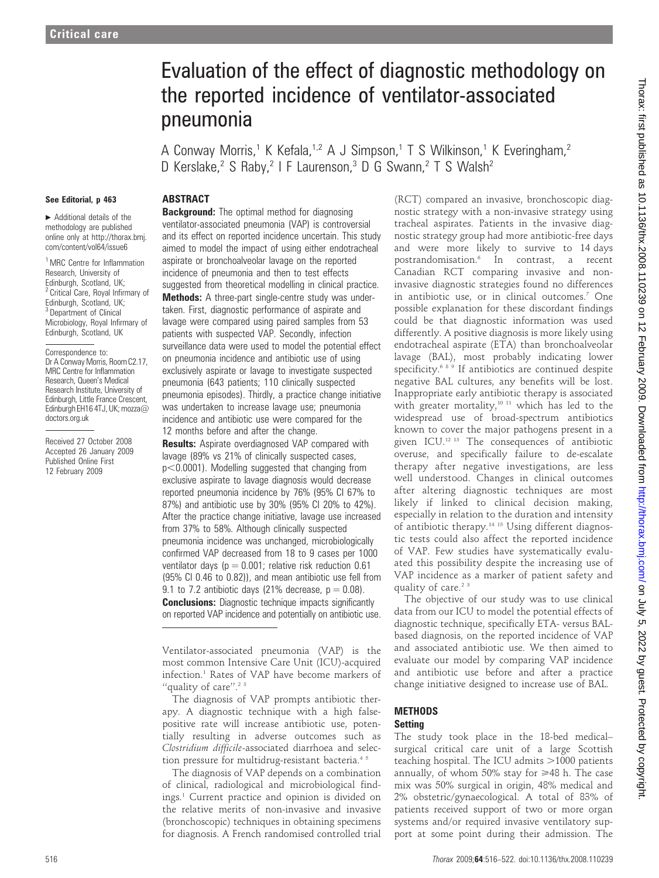# Evaluation of the effect of diagnostic methodology on the reported incidence of ventilator-associated pneumonia

A Conway Morris,[1] K Kefala,[1,2] A J Simpson,[1] T S Wilkinson,[1] K Everingham,[2] D Kerslake,[2] S Raby,[2] I F Laurenson,[3] D G Swann,[2] T S Walsh[2]

**See Editorial, p 463**

► Additional details of the methodology are published online only at http://thorax.bmj.com/content/vol64/issue6

[1] MRC Centre for Inflammation Research, University of Edinburgh, Scotland, UK; [2] Critical Care, Royal Infirmary of Edinburgh, Scotland, UK; [3] Department of Clinical Microbiology, Royal Infirmary of Edinburgh, Scotland, UK

Correspondence to: Dr A Conway Morris, Room C2.17, MRC Centre for Inflammation Research, Queen's Medical Research Institute, University of Edinburgh, Little France Crescent, Edinburgh EH16 4TJ, UK; mozza@doctors.org.uk

Received 27 October 2008
Accepted 26 January 2009
Published Online First 12 February 2009

## ABSTRACT

**Background:** The optimal method for diagnosing ventilator-associated pneumonia (VAP) is controversial and its effect on reported incidence uncertain. This study aimed to model the impact of using either endotracheal aspirate or bronchoalveolar lavage on the reported incidence of pneumonia and then to test effects suggested from theoretical modelling in clinical practice.

**Methods:** A three-part single-centre study was undertaken. First, diagnostic performance of aspirate and lavage were compared using paired samples from 53 patients with suspected VAP. Secondly, infection surveillance data were used to model the potential effect on pneumonia incidence and antibiotic use of using exclusively aspirate or lavage to investigate suspected pneumonia (643 patients; 110 clinically suspected pneumonia episodes). Thirdly, a practice change initiative was undertaken to increase lavage use; pneumonia incidence and antibiotic use were compared for the 12 months before and after the change.

**Results:** Aspirate overdiagnosed VAP compared with lavage (89% vs 21% of clinically suspected cases, $p<0.0001$). Modelling suggested that changing from exclusive aspirate to lavage diagnosis would decrease reported pneumonia incidence by 76% (95% CI 67% to 87%) and antibiotic use by 30% (95% CI 20% to 42%). After the practice change initiative, lavage use increased from 37% to 58%. Although clinically suspected pneumonia incidence was unchanged, microbiologically confirmed VAP decreased from 18 to 9 cases per 1000 ventilator days ($p = 0.001$; relative risk reduction 0.61 (95% CI 0.46 to 0.82)), and mean antibiotic use fell from 9.1 to 7.2 antibiotic days (21% decrease, $p = 0.08$).

**Conclusions:** Diagnostic technique impacts significantly on reported VAP incidence and potentially on antibiotic use.

Ventilator-associated pneumonia (VAP) is the most common Intensive Care Unit (ICU)-acquired infection.[1] Rates of VAP have become markers of "quality of care".[2,3]

The diagnosis of VAP prompts antibiotic therapy. A diagnostic technique with a high false-positive rate will increase antibiotic use, potentially resulting in adverse outcomes such as *Clostridium difficile*-associated diarrhoea and selection pressure for multidrug-resistant bacteria.[4,5]

The diagnosis of VAP depends on a combination of clinical, radiological and microbiological findings.[1] Current practice and opinion is divided on the relative merits of non-invasive and invasive (bronchoscopic) techniques in obtaining specimens for diagnosis. A French randomised controlled trial (RCT) compared an invasive, bronchoscopic diagnostic strategy with a non-invasive strategy using tracheal aspirates. Patients in the invasive diagnostic strategy group had more antibiotic-free days and were more likely to survive to 14 days postrandomisation.[6] In contrast, a recent Canadian RCT comparing invasive and non-invasive diagnostic strategies found no differences in antibiotic use, or in clinical outcomes.[7] One possible explanation for these discordant findings could be that diagnostic information was used differently. A positive diagnosis is more likely using endotracheal aspirate (ETA) than bronchoalveolar lavage (BAL), most probably indicating lower specificity.[6,8,9] If antibiotics are continued despite negative BAL cultures, any benefits will be lost. Inappropriate early antibiotic therapy is associated with greater mortality,[10,11] which has led to the widespread use of broad-spectrum antibiotics known to cover the major pathogens present in a given ICU.[12,13] The consequences of antibiotic overuse, and specifically failure to de-escalate therapy after negative investigations, are less well understood. Changes in clinical outcomes after altering diagnostic techniques are most likely if linked to clinical decision making, especially in relation to the duration and intensity of antibiotic therapy.[14,15] Using different diagnostic tests could also affect the reported incidence of VAP. Few studies have systematically evaluated this possibility despite the increasing use of VAP incidence as a marker of patient safety and quality of care.[2,3]

The objective of our study was to use clinical data from our ICU to model the potential effects of diagnostic technique, specifically ETA- versus BAL-based diagnosis, on the reported incidence of VAP and associated antibiotic use. We then aimed to evaluate our model by comparing VAP incidence and antibiotic use before and after a practice change initiative designed to increase use of BAL.

## METHODS

### Setting

The study took place in the 18-bed medical–surgical critical care unit of a large Scottish teaching hospital. The ICU admits >1000 patients annually, of whom 50% stay for ⩾48 h. The case mix was 50% surgical in origin, 48% medical and 2% obstetric/gynaecological. A total of 83% of patients received support of two or more organ systems and/or required invasive ventilatory support at some point during their admission. The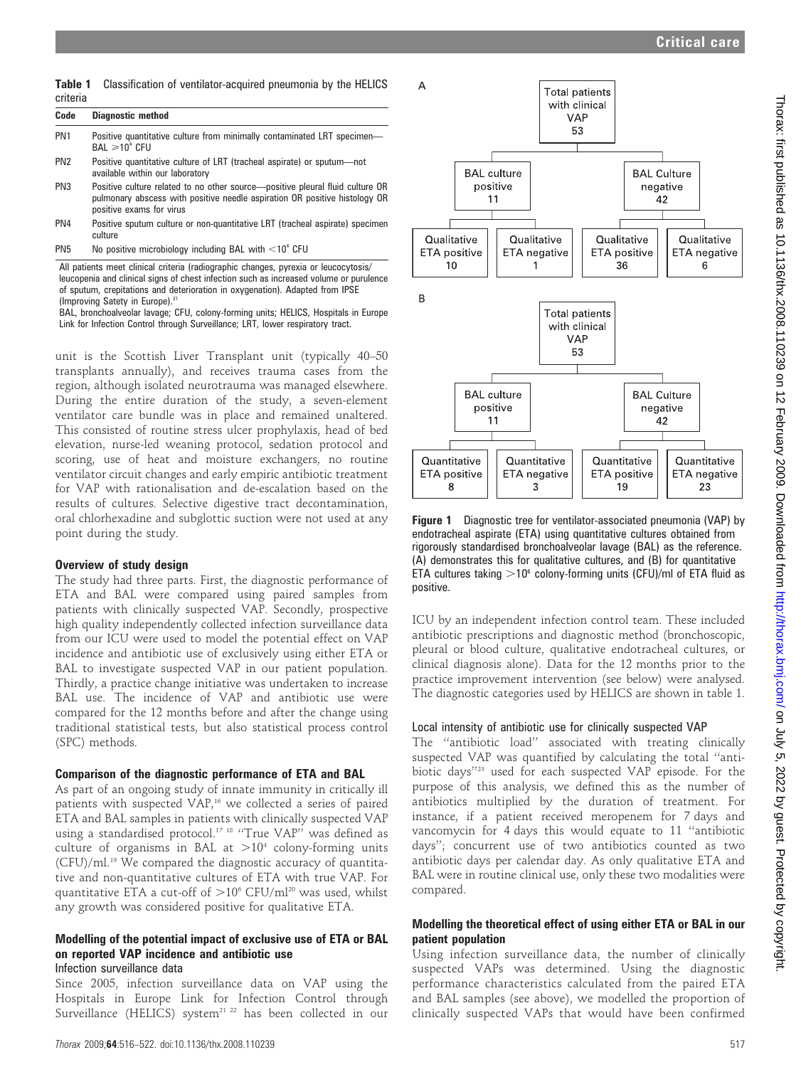**Table 1** Classification of ventilator-acquired pneumonia by the HELICS criteria

| Code | Diagnostic method |
|---|---|
| PN1 | Positive quantitative culture from minimally contaminated LRT specimen—BAL $\geqslant 10^4$ CFU |
| PN2 | Positive quantitative culture of LRT (tracheal aspirate) or sputum—not available within our laboratory |
| PN3 | Positive culture related to no other source—positive pleural fluid culture OR pulmonary abscess with positive needle aspiration OR positive histology OR positive exams for virus |
| PN4 | Positive sputum culture or non-quantitative LRT (tracheal aspirate) specimen culture |
| PN5 | No positive microbiology including BAL with $<10^4$ CFU |

All patients meet clinical criteria (radiographic changes, pyrexia or leucocytosis/leucopenia and clinical signs of chest infection such as increased volume or purulence of sputum, crepitations and deterioration in oxygenation). Adapted from IPSE (Improving Satety in Europe).[21]

BAL, bronchoalveolar lavage; CFU, colony-forming units; HELICS, Hospitals in Europe Link for Infection Control through Surveillance; LRT, lower respiratory tract.

unit is the Scottish Liver Transplant unit (typically 40–50 transplants annually), and receives trauma cases from the region, although isolated neurotrauma was managed elsewhere. During the entire duration of the study, a seven-element ventilator care bundle was in place and remained unaltered. This consisted of routine stress ulcer prophylaxis, head of bed elevation, nurse-led weaning protocol, sedation protocol and scoring, use of heat and moisture exchangers, no routine ventilator circuit changes and early empiric antibiotic treatment for VAP with rationalisation and de-escalation based on the results of cultures. Selective digestive tract decontamination, oral chlorhexadine and subglottic suction were not used at any point during the study.

### Overview of study design

The study had three parts. First, the diagnostic performance of ETA and BAL were compared using paired samples from patients with clinically suspected VAP. Secondly, prospective high quality independently collected infection surveillance data from our ICU were used to model the potential effect on VAP incidence and antibiotic use of exclusively using either ETA or BAL to investigate suspected VAP in our patient population. Thirdly, a practice change initiative was undertaken to increase BAL use. The incidence of VAP and antibiotic use were compared for the 12 months before and after the change using traditional statistical tests, but also statistical process control (SPC) methods.

### Comparison of the diagnostic performance of ETA and BAL

As part of an ongoing study of innate immunity in critically ill patients with suspected VAP,[16] we collected a series of paired ETA and BAL samples in patients with clinically suspected VAP using a standardised protocol.[17 18] "True VAP" was defined as culture of organisms in BAL at $>10^4$ colony-forming units (CFU)/ml.[19] We compared the diagnostic accuracy of quantitative and non-quantitative cultures of ETA with true VAP. For quantitative ETA a cut-off of $>10^6$ CFU/ml[20] was used, whilst any growth was considered positive for qualitative ETA.

### Modelling of the potential impact of exclusive use of ETA or BAL on reported VAP incidence and antibiotic use

#### Infection surveillance data

Since 2005, infection surveillance data on VAP using the Hospitals in Europe Link for Infection Control through Surveillance (HELICS) system[21 22] has been collected in our

A

Total patients with clinical VAP 53
- BAL culture positive 11
  - Qualitative ETA positive 10
  - Qualitative ETA negative 1
- BAL Culture negative 42
  - Qualitative ETA positive 36
  - Qualitative ETA negative 6

B

Total patients with clinical VAP 53
- BAL culture positive 11
  - Quantitative ETA positive 8
  - Quantitative ETA negative 3
- BAL Culture negative 42
  - Quantitative ETA positive 19
  - Quantitative ETA negative 23

**Figure 1** Diagnostic tree for ventilator-associated pneumonia (VAP) by endotracheal aspirate (ETA) using quantitative cultures obtained from rigorously standardised bronchoalveolar lavage (BAL) as the reference. (A) demonstrates this for qualitative cultures, and (B) for quantitative ETA cultures taking $>10^6$ colony-forming units (CFU)/ml of ETA fluid as positive.

ICU by an independent infection control team. These included antibiotic prescriptions and diagnostic method (bronchoscopic, pleural or blood culture, qualitative endotracheal cultures, or clinical diagnosis alone). Data for the 12 months prior to the practice improvement intervention (see below) were analysed. The diagnostic categories used by HELICS are shown in table 1.

#### Local intensity of antibiotic use for clinically suspected VAP

The "antibiotic load" associated with treating clinically suspected VAP was quantified by calculating the total "antibiotic days"[23] used for each suspected VAP episode. For the purpose of this analysis, we defined this as the number of antibiotics multiplied by the duration of treatment. For instance, if a patient received meropenem for 7 days and vancomycin for 4 days this would equate to 11 "antibiotic days"; concurrent use of two antibiotics counted as two antibiotic days per calendar day. As only qualitative ETA and BAL were in routine clinical use, only these two modalities were compared.

### Modelling the theoretical effect of using either ETA or BAL in our patient population

Using infection surveillance data, the number of clinically suspected VAPs was determined. Using the diagnostic performance characteristics calculated from the paired ETA and BAL samples (see above), we modelled the proportion of clinically suspected VAPs that would have been confirmed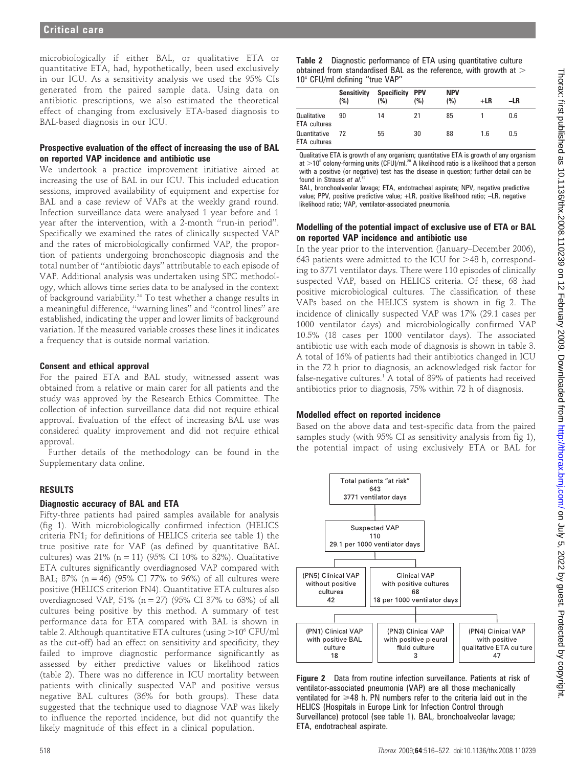microbiologically if either BAL, or qualitative ETA or quantitative ETA, had, hypothetically, been used exclusively in our ICU. As a sensitivity analysis we used the 95% CIs generated from the paired sample data. Using data on antibiotic prescriptions, we also estimated the theoretical effect of changing from exclusively ETA-based diagnosis to BAL-based diagnosis in our ICU.

### Prospective evaluation of the effect of increasing the use of BAL on reported VAP incidence and antibiotic use

We undertook a practice improvement initiative aimed at increasing the use of BAL in our ICU. This included education sessions, improved availability of equipment and expertise for BAL and a case review of VAPs at the weekly grand round. Infection surveillance data were analysed 1 year before and 1 year after the intervention, with a 2-month "run-in period". Specifically we examined the rates of clinically suspected VAP and the rates of microbiologically confirmed VAP, the proportion of patients undergoing bronchoscopic diagnosis and the total number of "antibiotic days" attributable to each episode of VAP. Additional analysis was undertaken using SPC methodology, which allows time series data to be analysed in the context of background variability.[24] To test whether a change results in a meaningful difference, "warning lines" and "control lines" are established, indicating the upper and lower limits of background variation. If the measured variable crosses these lines it indicates a frequency that is outside normal variation.

### Consent and ethical approval

For the paired ETA and BAL study, witnessed assent was obtained from a relative or main carer for all patients and the study was approved by the Research Ethics Committee. The collection of infection surveillance data did not require ethical approval. Evaluation of the effect of increasing BAL use was considered quality improvement and did not require ethical approval.

Further details of the methodology can be found in the Supplementary data online.

## RESULTS

### Diagnostic accuracy of BAL and ETA

Fifty-three patients had paired samples available for analysis (fig 1). With microbiologically confirmed infection (HELICS criteria PN1; for definitions of HELICS criteria see table 1) the true positive rate for VAP (as defined by quantitative BAL cultures) was 21% (n = 11) (95% CI 10% to 32%). Qualitative ETA cultures significantly overdiagnosed VAP compared with BAL; 87% (n = 46) (95% CI 77% to 96%) of all cultures were positive (HELICS criterion PN4). Quantitative ETA cultures also overdiagnosed VAP, 51% (n = 27) (95% CI 37% to 63%) of all cultures being positive by this method. A summary of test performance data for ETA compared with BAL is shown in table 2. Although quantitative ETA cultures (using $>10^6$ CFU/ml as the cut-off) had an effect on sensitivity and specificity, they failed to improve diagnostic performance significantly as assessed by either predictive values or likelihood ratios (table 2). There was no difference in ICU mortality between patients with clinically suspected VAP and positive versus negative BAL cultures (36% for both groups). These data suggested that the technique used to diagnose VAP was likely to influence the reported incidence, but did not quantify the likely magnitude of this effect in a clinical population.

**Table 2** Diagnostic performance of ETA using quantitative culture obtained from standardised BAL as the reference, with growth at $>10^4$ CFU/ml defining "true VAP"

| | Sensitivity (%) | Specificity (%) | PPV (%) | NPV (%) | +LR | −LR |
|---|---|---|---|---|---|---|
| Qualitative ETA cultures | 90 | 14 | 21 | 85 | 1 | 0.6 |
| Quantitative ETA cultures | 72 | 55 | 30 | 88 | 1.6 | 0.5 |

Qualitative ETA is growth of any organism; quantitative ETA is growth of any organism at $>10^6$ colony-forming units (CFU)/ml.[20] A likelihood ratio is a likelihood that a person with a positive (or negative) test has the disease in question; further detail can be found in Strauss *et al*.[25]

BAL, bronchoalveolar lavage; ETA, endotracheal aspirate; NPV, negative predictive value; PPV, positive predictive value; +LR, positive likelihood ratio; −LR, negative likelihood ratio; VAP, ventilator-associated pneumonia.

### Modelling of the potential impact of exclusive use of ETA or BAL on reported VAP incidence and antibiotic use

In the year prior to the intervention (January–December 2006), 643 patients were admitted to the ICU for >48 h, corresponding to 3771 ventilator days. There were 110 episodes of clinically suspected VAP, based on HELICS criteria. Of these, 68 had positive microbiological cultures. The classification of these VAPs based on the HELICS system is shown in fig 2. The incidence of clinically suspected VAP was 17% (29.1 cases per 1000 ventilator days) and microbiologically confirmed VAP 10.5% (18 cases per 1000 ventilator days). The associated antibiotic use with each mode of diagnosis is shown in table 3. A total of 16% of patients had their antibiotics changed in ICU in the 72 h prior to diagnosis, an acknowledged risk factor for false-negative cultures.[1] A total of 89% of patients had received antibiotics prior to diagnosis, 75% within 72 h of diagnosis.

### Modelled effect on reported incidence

Based on the above data and test-specific data from the paired samples study (with 95% CI as sensitivity analysis from fig 1), the potential impact of using exclusively ETA or BAL for

Total patients "at risk"
643
3771 ventilator days

Suspected VAP
110
29.1 per 1000 ventilator days

(PN5) Clinical VAP without positive cultures
42

Clinical VAP with positive cultures
68
18 per 1000 ventilator days

(PN1) Clinical VAP with positive BAL culture
18

(PN3) Clinical VAP with positive pleural fluid culture
3

(PN4) Clinical VAP with positive qualitative ETA culture
47

**Figure 2** Data from routine infection surveillance. Patients at risk of ventilator-associated pneumonia (VAP) are all those mechanically ventilated for ≥48 h. PN numbers refer to the criteria laid out in the HELICS (Hospitals in Europe Link for Infection Control through Surveillance) protocol (see table 1). BAL, bronchoalveolar lavage; ETA, endotracheal aspirate.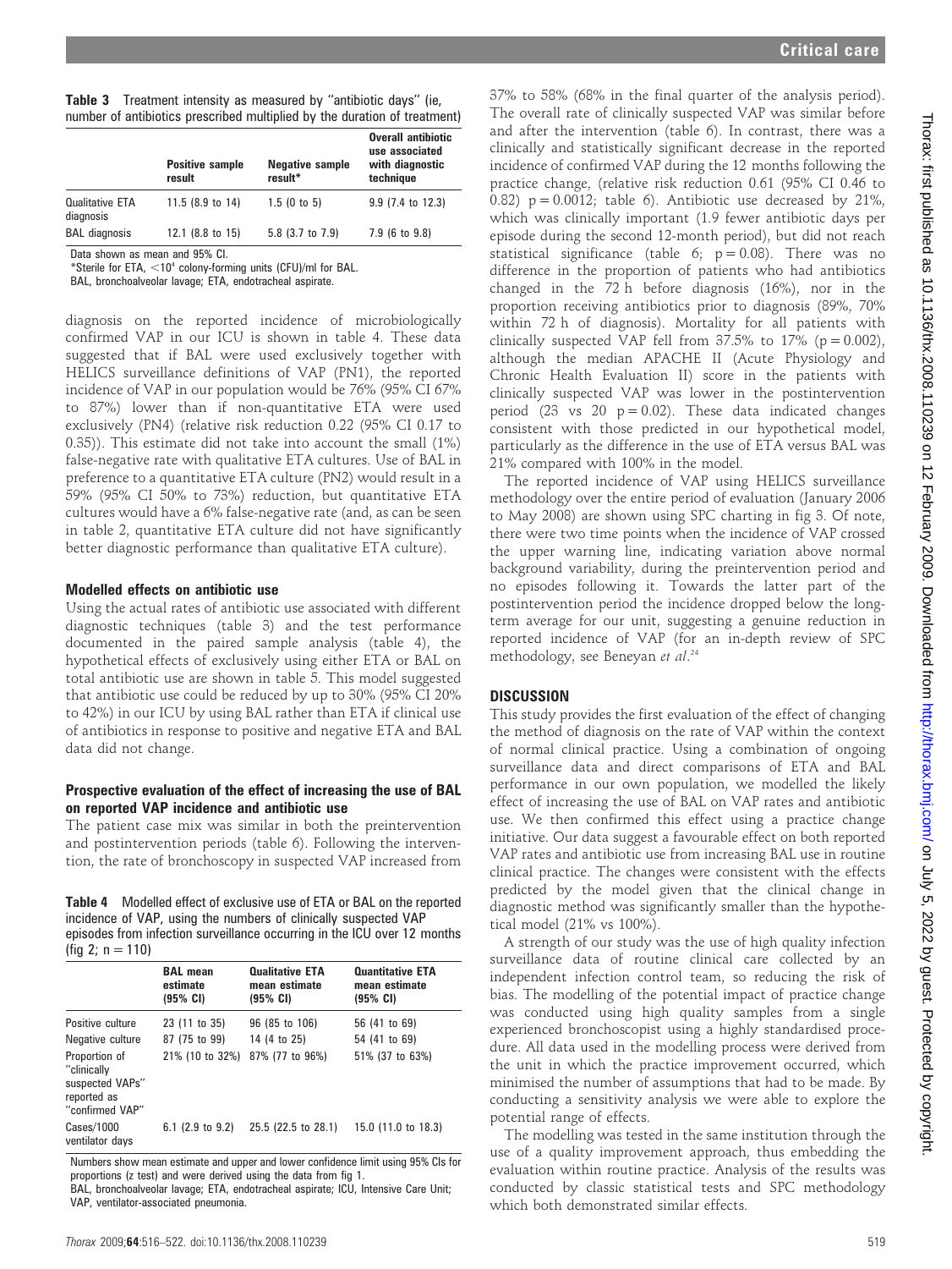**Table 3** Treatment intensity as measured by "antibiotic days" (ie, number of antibiotics prescribed multiplied by the duration of treatment)

| | Positive sample result | Negative sample result* | Overall antibiotic use associated with diagnostic technique |
|---|---|---|---|
| Qualitative ETA diagnosis | 11.5 (8.9 to 14) | 1.5 (0 to 5) | 9.9 (7.4 to 12.3) |
| BAL diagnosis | 12.1 (8.8 to 15) | 5.8 (3.7 to 7.9) | 7.9 (6 to 9.8) |

Data shown as mean and 95% CI.
*Sterile for ETA, $<10^4$ colony-forming units (CFU)/ml for BAL.
BAL, bronchoalveolar lavage; ETA, endotracheal aspirate.

diagnosis on the reported incidence of microbiologically confirmed VAP in our ICU is shown in table 4. These data suggested that if BAL were used exclusively together with HELICS surveillance definitions of VAP (PN1), the reported incidence of VAP in our population would be 76% (95% CI 67% to 87%) lower than if non-quantitative ETA were used exclusively (PN4) (relative risk reduction 0.22 (95% CI 0.17 to 0.35)). This estimate did not take into account the small (1%) false-negative rate with qualitative ETA cultures. Use of BAL in preference to a quantitative ETA culture (PN2) would result in a 59% (95% CI 50% to 73%) reduction, but quantitative ETA cultures would have a 6% false-negative rate (and, as can be seen in table 2, quantitative ETA culture did not have significantly better diagnostic performance than qualitative ETA culture).

## Modelled effects on antibiotic use

Using the actual rates of antibiotic use associated with different diagnostic techniques (table 3) and the test performance documented in the paired sample analysis (table 4), the hypothetical effects of exclusively using either ETA or BAL on total antibiotic use are shown in table 5. This model suggested that antibiotic use could be reduced by up to 30% (95% CI 20% to 42%) in our ICU by using BAL rather than ETA if clinical use of antibiotics in response to positive and negative ETA and BAL data did not change.

## Prospective evaluation of the effect of increasing the use of BAL on reported VAP incidence and antibiotic use

The patient case mix was similar in both the preintervention and postintervention periods (table 6). Following the intervention, the rate of bronchoscopy in suspected VAP increased from

**Table 4** Modelled effect of exclusive use of ETA or BAL on the reported incidence of VAP, using the numbers of clinically suspected VAP episodes from infection surveillance occurring in the ICU over 12 months (fig 2; n = 110)

| | BAL mean estimate (95% CI) | Qualitative ETA mean estimate (95% CI) | Quantitative ETA mean estimate (95% CI) |
|---|---|---|---|
| Positive culture | 23 (11 to 35) | 96 (85 to 106) | 56 (41 to 69) |
| Negative culture | 87 (75 to 99) | 14 (4 to 25) | 54 (41 to 69) |
| Proportion of "clinically suspected VAPs" reported as "confirmed VAP" | 21% (10 to 32%) | 87% (77 to 96%) | 51% (37 to 63%) |
| Cases/1000 ventilator days | 6.1 (2.9 to 9.2) | 25.5 (22.5 to 28.1) | 15.0 (11.0 to 18.3) |

Numbers show mean estimate and upper and lower confidence limit using 95% CIs for proportions (z test) and were derived using the data from fig 1.
BAL, bronchoalveolar lavage; ETA, endotracheal aspirate; ICU, Intensive Care Unit; VAP, ventilator-associated pneumonia.

37% to 58% (68% in the final quarter of the analysis period). The overall rate of clinically suspected VAP was similar before and after the intervention (table 6). In contrast, there was a clinically and statistically significant decrease in the reported incidence of confirmed VAP during the 12 months following the practice change, (relative risk reduction 0.61 (95% CI 0.46 to 0.82) $p = 0.0012$; table 6). Antibiotic use decreased by 21%, which was clinically important (1.9 fewer antibiotic days per episode during the second 12-month period), but did not reach statistical significance (table 6; $p = 0.08$). There was no difference in the proportion of patients who had antibiotics changed in the 72 h before diagnosis (16%), nor in the proportion receiving antibiotics prior to diagnosis (89%, 70% within 72 h of diagnosis). Mortality for all patients with clinically suspected VAP fell from 37.5% to 17% ($p = 0.002$), although the median APACHE II (Acute Physiology and Chronic Health Evaluation II) score in the patients with clinically suspected VAP was lower in the postintervention period (23 vs 20 $p = 0.02$). These data indicated changes consistent with those predicted in our hypothetical model, particularly as the difference in the use of ETA versus BAL was 21% compared with 100% in the model.

The reported incidence of VAP using HELICS surveillance methodology over the entire period of evaluation (January 2006 to May 2008) are shown using SPC charting in fig 3. Of note, there were two time points when the incidence of VAP crossed the upper warning line, indicating variation above normal background variability, during the preintervention period and no episodes following it. Towards the latter part of the postintervention period the incidence dropped below the long-term average for our unit, suggesting a genuine reduction in reported incidence of VAP (for an in-depth review of SPC methodology, see Beneyan *et al*.[24]

## DISCUSSION

This study provides the first evaluation of the effect of changing the method of diagnosis on the rate of VAP within the context of normal clinical practice. Using a combination of ongoing surveillance data and direct comparisons of ETA and BAL performance in our own population, we modelled the likely effect of increasing the use of BAL on VAP rates and antibiotic use. We then confirmed this effect using a practice change initiative. Our data suggest a favourable effect on both reported VAP rates and antibiotic use from increasing BAL use in routine clinical practice. The changes were consistent with the effects predicted by the model given that the clinical change in diagnostic method was significantly smaller than the hypothetical model (21% vs 100%).

A strength of our study was the use of high quality infection surveillance data of routine clinical care collected by an independent infection control team, so reducing the risk of bias. The modelling of the potential impact of practice change was conducted using high quality samples from a single experienced bronchoscopist using a highly standardised procedure. All data used in the modelling process were derived from the unit in which the practice improvement occurred, which minimised the number of assumptions that had to be made. By conducting a sensitivity analysis we were able to explore the potential range of effects.

The modelling was tested in the same institution through the use of a quality improvement approach, thus embedding the evaluation within routine practice. Analysis of the results was conducted by classic statistical tests and SPC methodology which both demonstrated similar effects.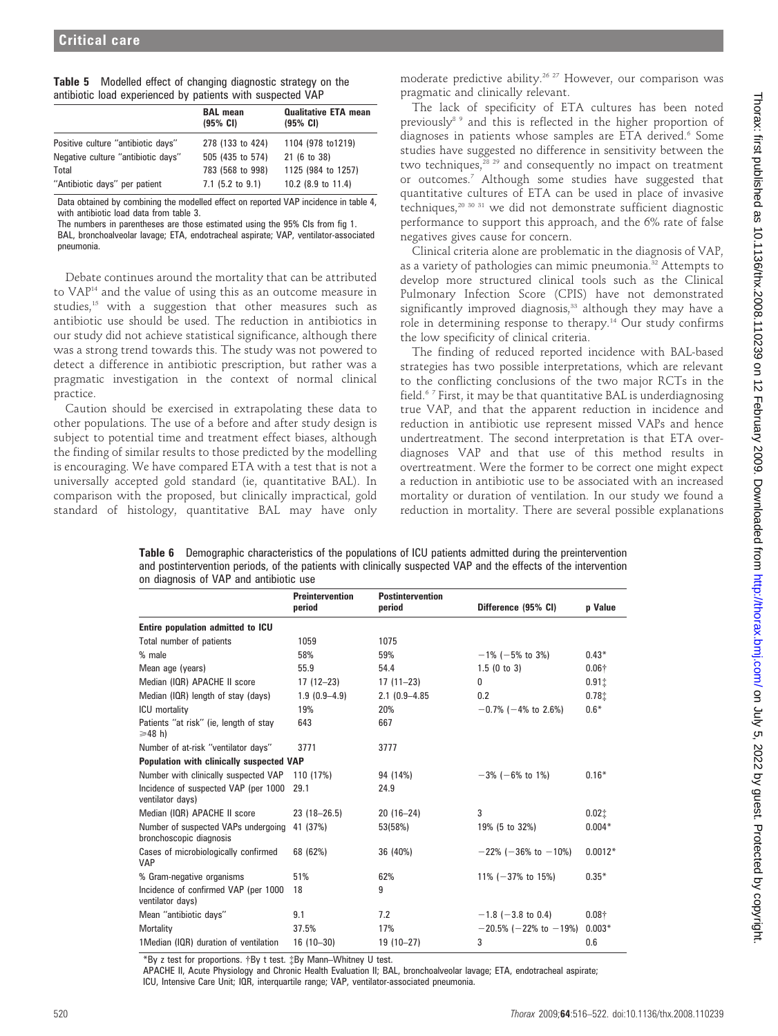**Table 5** Modelled effect of changing diagnostic strategy on the antibiotic load experienced by patients with suspected VAP

| | BAL mean (95% CI) | Qualitative ETA mean (95% CI) |
|---|---|---|
| Positive culture "antibiotic days" | 278 (133 to 424) | 1104 (978 to1219) |
| Negative culture "antibiotic days" | 505 (435 to 574) | 21 (6 to 38) |
| Total | 783 (568 to 998) | 1125 (984 to 1257) |
| "Antibiotic days" per patient | 7.1 (5.2 to 9.1) | 10.2 (8.9 to 11.4) |

Data obtained by combining the modelled effect on reported VAP incidence in table 4, with antibiotic load data from table 3.
The numbers in parentheses are those estimated using the 95% CIs from fig 1.
BAL, bronchoalveolar lavage; ETA, endotracheal aspirate; VAP, ventilator-associated pneumonia.

Debate continues around the mortality that can be attributed to VAP[14] and the value of using this as an outcome measure in studies,[15] with a suggestion that other measures such as antibiotic use should be used. The reduction in antibiotics in our study did not achieve statistical significance, although there was a strong trend towards this. The study was not powered to detect a difference in antibiotic prescription, but rather was a pragmatic investigation in the context of normal clinical practice.

Caution should be exercised in extrapolating these data to other populations. The use of a before and after study design is subject to potential time and treatment effect biases, although the finding of similar results to those predicted by the modelling is encouraging. We have compared ETA with a test that is not a universally accepted gold standard (ie, quantitative BAL). In comparison with the proposed, but clinically impractical, gold standard of histology, quantitative BAL may have only moderate predictive ability.[26 27] However, our comparison was pragmatic and clinically relevant.

The lack of specificity of ETA cultures has been noted previously[8 9] and this is reflected in the higher proportion of diagnoses in patients whose samples are ETA derived.[6] Some studies have suggested no difference in sensitivity between the two techniques,[28 29] and consequently no impact on treatment or outcomes.[7] Although some studies have suggested that quantitative cultures of ETA can be used in place of invasive techniques,[20 30 31] we did not demonstrate sufficient diagnostic performance to support this approach, and the 6% rate of false negatives gives cause for concern.

Clinical criteria alone are problematic in the diagnosis of VAP, as a variety of pathologies can mimic pneumonia.[32] Attempts to develop more structured clinical tools such as the Clinical Pulmonary Infection Score (CPIS) have not demonstrated significantly improved diagnosis,[33] although they may have a role in determining response to therapy.[14] Our study confirms the low specificity of clinical criteria.

The finding of reduced reported incidence with BAL-based strategies has two possible interpretations, which are relevant to the conflicting conclusions of the two major RCTs in the field.[6 7] First, it may be that quantitative BAL is underdiagnosing true VAP, and that the apparent reduction in incidence and reduction in antibiotic use represent missed VAPs and hence undertreatment. The second interpretation is that ETA overdiagnoses VAP and that use of this method results in overtreatment. Were the former to be correct one might expect a reduction in antibiotic use to be associated with an increased mortality or duration of ventilation. In our study we found a reduction in mortality. There are several possible explanations

**Table 6** Demographic characteristics of the populations of ICU patients admitted during the preintervention and postintervention periods, of the patients with clinically suspected VAP and the effects of the intervention on diagnosis of VAP and antibiotic use

| | Preintervention period | Postintervention period | Difference (95% CI) | p Value |
|---|---|---|---|---|
| **Entire population admitted to ICU** | | | | |
| Total number of patients | 1059 | 1075 | | |
| % male | 58% | 59% | −1% (−5% to 3%) | 0.43* |
| Mean age (years) | 55.9 | 54.4 | 1.5 (0 to 3) | 0.06† |
| Median (IQR) APACHE II score | 17 (12–23) | 17 (11–23) | 0 | 0.91‡ |
| Median (IQR) length of stay (days) | 1.9 (0.9–4.9) | 2.1 (0.9–4.85 | 0.2 | 0.78‡ |
| ICU mortality | 19% | 20% | −0.7% (−4% to 2.6%) | 0.6* |
| Patients "at risk" (ie, length of stay ⩾48 h) | 643 | 667 | | |
| Number of at-risk "ventilator days" | 3771 | 3777 | | |
| **Population with clinically suspected VAP** | | | | |
| Number with clinically suspected VAP | 110 (17%) | 94 (14%) | −3% (−6% to 1%) | 0.16* |
| Incidence of suspected VAP (per 1000 ventilator days) | 29.1 | 24.9 | | |
| Median (IQR) APACHE II score | 23 (18–26.5) | 20 (16–24) | 3 | 0.02‡ |
| Number of suspected VAPs undergoing bronchoscopic diagnosis | 41 (37%) | 53(58%) | 19% (5 to 32%) | 0.004* |
| Cases of microbiologically confirmed VAP | 68 (62%) | 36 (40%) | −22% (−36% to −10%) | 0.0012* |
| % Gram-negative organisms | 51% | 62% | 11% (−37% to 15%) | 0.35* |
| Incidence of confirmed VAP (per 1000 ventilator days) | 18 | 9 | | |
| Mean "antibiotic days" | 9.1 | 7.2 | −1.8 (−3.8 to 0.4) | 0.08† |
| Mortality | 37.5% | 17% | −20.5% (−22% to −19%) | 0.003* |
| 1Median (IQR) duration of ventilation | 16 (10–30) | 19 (10–27) | 3 | 0.6 |

*By z test for proportions. †By t test. ‡By Mann–Whitney U test.
APACHE II, Acute Physiology and Chronic Health Evaluation II; BAL, bronchoalveolar lavage; ETA, endotracheal aspirate; ICU, Intensive Care Unit; IQR, interquartile range; VAP, ventilator-associated pneumonia.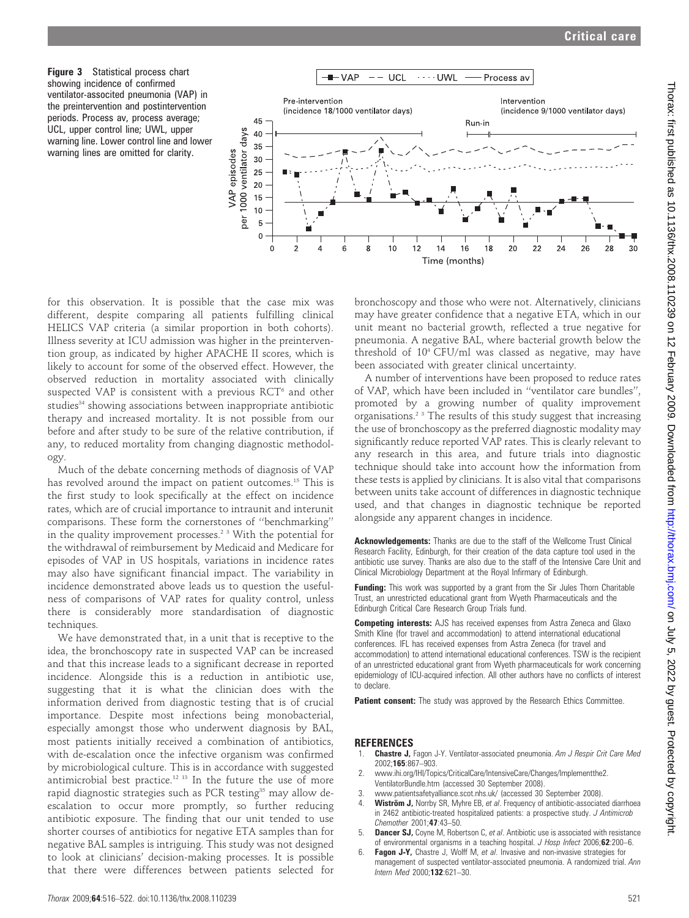**Figure 3** Statistical process chart showing incidence of confirmed ventilator-associted pneumonia (VAP) in the preintervention and postintervention periods. Process av, process average; UCL, upper control line; UWL, upper warning line. Lower control line and lower warning lines are omitted for clarity.

VAP — UCL ···· UWL —— Process av

Pre-intervention (incidence 18/1000 ventilator days)

Intervention (incidence 9/1000 ventilator days)

Run-in

VAP episodes per 1000 ventilator days

45
40
35
30
25
20
15
10
5
0

0 2 4 6 8 10 12 14 16 18 20 22 24 26 28 30

Time (months)

for this observation. It is possible that the case mix was different, despite comparing all patients fulfilling clinical HELICS VAP criteria (a similar proportion in both cohorts). Illness severity at ICU admission was higher in the preintervention group, as indicated by higher APACHE II scores, which is likely to account for some of the observed effect. However, the observed reduction in mortality associated with clinically suspected VAP is consistent with a previous RCT[6] and other studies[34] showing associations between inappropriate antibiotic therapy and increased mortality. It is not possible from our before and after study to be sure of the relative contribution, if any, to reduced mortality from changing diagnostic methodology.

Much of the debate concerning methods of diagnosis of VAP has revolved around the impact on patient outcomes.[15] This is the first study to look specifically at the effect on incidence rates, which are of crucial importance to intraunit and interunit comparisons. These form the cornerstones of "benchmarking" in the quality improvement processes.[2 3] With the potential for the withdrawal of reimbursement by Medicaid and Medicare for episodes of VAP in US hospitals, variations in incidence rates may also have significant financial impact. The variability in incidence demonstrated above leads us to question the usefulness of comparisons of VAP rates for quality control, unless there is considerably more standardisation of diagnostic techniques.

We have demonstrated that, in a unit that is receptive to the idea, the bronchoscopy rate in suspected VAP can be increased and that this increase leads to a significant decrease in reported incidence. Alongside this is a reduction in antibiotic use, suggesting that it is what the clinician does with the information derived from diagnostic testing that is of crucial importance. Despite most infections being monobacterial, especially amongst those who underwent diagnosis by BAL, most patients initially received a combination of antibiotics, with de-escalation once the infective organism was confirmed by microbiological culture. This is in accordance with suggested antimicrobial best practice.[12 13] In the future the use of more rapid diagnostic strategies such as PCR testing[35] may allow de-escalation to occur more promptly, so further reducing antibiotic exposure. The finding that our unit tended to use shorter courses of antibiotics for negative ETA samples than for negative BAL samples is intriguing. This study was not designed to look at clinicians' decision-making processes. It is possible that there were differences between patients selected for bronchoscopy and those who were not. Alternatively, clinicians may have greater confidence that a negative ETA, which in our unit meant no bacterial growth, reflected a true negative for pneumonia. A negative BAL, where bacterial growth below the threshold of $10^4$ CFU/ml was classed as negative, may have been associated with greater clinical uncertainty.

A number of interventions have been proposed to reduce rates of VAP, which have been included in "ventilator care bundles", promoted by a growing number of quality improvement organisations.[2 3] The results of this study suggest that increasing the use of bronchoscopy as the preferred diagnostic modality may significantly reduce reported VAP rates. This is clearly relevant to any research in this area, and future trials into diagnostic technique should take into account how the information from these tests is applied by clinicians. It is also vital that comparisons between units take account of differences in diagnostic technique used, and that changes in diagnostic technique be reported alongside any apparent changes in incidence.

**Acknowledgements:** Thanks are due to the staff of the Wellcome Trust Clinical Research Facility, Edinburgh, for their creation of the data capture tool used in the antibiotic use survey. Thanks are also due to the staff of the Intensive Care Unit and Clinical Microbiology Department at the Royal Infirmary of Edinburgh.

**Funding:** This work was supported by a grant from the Sir Jules Thorn Charitable Trust, an unrestricted educational grant from Wyeth Pharmaceuticals and the Edinburgh Critical Care Research Group Trials fund.

**Competing interests:** AJS has received expenses from Astra Zeneca and Glaxo Smith Kline (for travel and accommodation) to attend international educational conferences. IFL has received expenses from Astra Zeneca (for travel and accommodation) to attend international educational conferences. TSW is the recipient of an unrestricted educational grant from Wyeth pharmaceuticals for work concerning epidemiology of ICU-acquired infection. All other authors have no conflicts of interest to declare.

**Patient consent:** The study was approved by the Research Ethics Committee.

## REFERENCES

1. **Chastre J,** Fagon J-Y. Ventilator-associated pneumonia. *Am J Respir Crit Care Med* 2002;**165**:867–903.
2. www.ihi.org/IHI/Topics/CriticalCare/IntensiveCare/Changes/Implementthe2.VentilatorBundle.htm (accessed 30 September 2008).
3. www.patientsafetyalliance.scot.nhs.uk/ (accessed 30 September 2008).
4. **Wiström J,** Norrby SR, Myhre EB, *et al*. Frequency of antibiotic-associated diarrhoea in 2462 antibiotic-treated hospitalized patients: a prospective study. *J Antimicrob Chemother* 2001;**47**:43–50.
5. **Dancer SJ,** Coyne M, Robertson C, *et al*. Antibiotic use is associated with resistance of environmental organisms in a teaching hospital. *J Hosp Infect* 2006;**62**:200–6.
6. **Fagon J-Y,** Chastre J, Wolff M, *et al*. Invasive and non-invasive strategies for management of suspected ventilator-associated pneumonia. A randomized trial. *Ann Intern Med* 2000;**132**:621–30.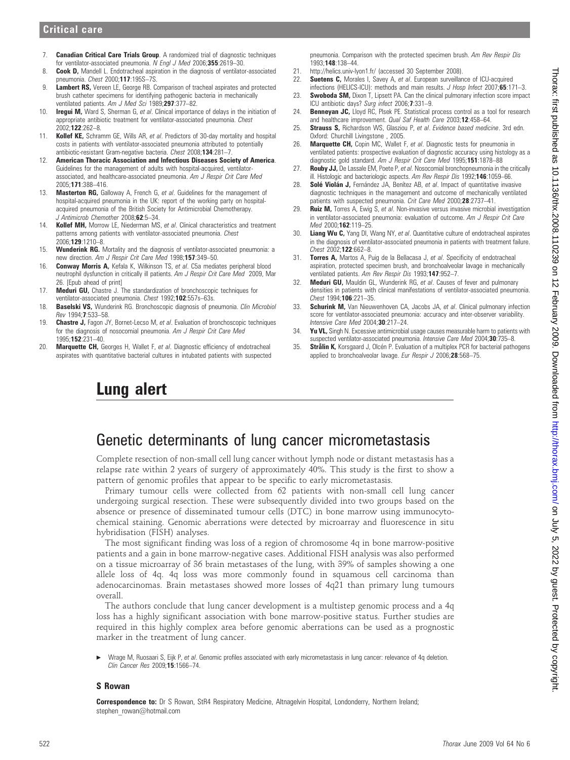7. **Canadian Critical Care Trials Group**. A randomized trial of diagnostic techniques for ventilator-associated pneumonia. *N Engl J Med* 2006;**355**:2619–30.
8. **Cook D,** Mandell L. Endotracheal aspiration in the diagnosis of ventilator-associated pneumonia. *Chest* 2000;**117**:195S–7S.
9. **Lambert RS,** Vereen LE, George RB. Comparison of tracheal aspirates and protected brush catheter specimens for identifying pathogenic bacteria in mechanically ventilated patients. *Am J Med Sci* 1989;**297**:377–82.
10. **Iregui M,** Ward S, Sherman G, *et al*. Clinical importance of delays in the initiation of appropriate antibiotic treatment for ventilator-associated pneumonia. *Chest* 2002;**122**:262–8.
11. **Kollef KE,** Schramm GE, Wills AR, *et al*. Predictors of 30-day mortality and hospital costs in patients with ventilator-associated pneumonia attributed to potentially antibiotic-resistant Gram-negative bacteria. *Chest* 2008;**134**:281–7.
12. **American Thoracic Association and Infectious Diseases Society of America**. Guidelines for the management of adults with hospital-acquired, ventilator-associated, and healthcare-associated pneumonia. *Am J Respir Crit Care Med* 2005;**171**:388–416.
13. **Masterton RG,** Galloway A, French G, *et al*. Guidelines for the management of hospital-acquired pneumonia in the UK: report of the working party on hospital-acquired pneumonia of the British Society for Antimicrobial Chemotherapy. *J Antimicrob Chemother* 2008;**62**:5–34.
14. **Kollef MH,** Morrow LE, Niederman MS, *et al*. Clinical characteristics and treatment patterns among patients with ventilator-associated pneumonia. *Chest* 2006;**129**:1210–8.
15. **Wunderink RG.** Mortality and the diagnosis of ventilator-associated pneumonia: a new direction. *Am J Respir Crit Care Med* 1998;**157**:349–50.
16. **Conway Morris A,** Kefala K, Wilkinson TS, *et al*. C5a mediates peripheral blood neutrophil dysfunction in critically ill patients. *Am J Respir Crit Care Med* 2009, Mar 26. [Epub ahead of print]
17. **Meduri GU,** Chastre J. The standardization of bronchoscopic techniques for ventilator-associated pneumonia. *Chest* 1992;**102**:557s–63s.
18. **Baselski VS,** Wunderink RG. Bronchoscopic diagnosis of pneumonia. *Clin Microbiol Rev* 1994;**7**:533–58.
19. **Chastre J,** Fagon JY, Bornet-Lecso M, *et al*. Evaluation of bronchoscopic techniques for the diagnosis of nosocomial pneumonia. *Am J Respir Crit Care Med* 1995;**152**:231–40.
20. **Marquette CH,** Georges H, Wallet F, *et al*. Diagnostic efficiency of endotracheal aspirates with quantitative bacterial cultures in intubated patients with suspected pneumonia. Comparison with the protected specimen brush. *Am Rev Respir Dis* 1993;**148**:138–44.
21. http://helics.univ-lyon1.fr/ (accessed 30 September 2008).
22. **Suetens C,** Morales I, Savey A, *et al*. European surveillance of ICU-acquired infections (HELICS-ICU): methods and main results. *J Hosp Infect* 2007;**65**:171–3.
23. **Swoboda SM,** Dixon T, Lipsett PA. Can the clinical pulmonary infection score impact ICU antibiotic days? *Surg infect* 2006;**7**:331–9.
24. **Benneyan JC,** Lloyd RC, Plsek PE. Statistical process control as a tool for research and healthcare improvement. *Qual Saf Health Care* 2003;**12**:458–64.
25. **Strauss S,** Richardson WS, Glasziou P, *et al*. *Evidence based medicine*. 3rd edn. Oxford: Churchill Livingstone , 2005.
26. **Marquette CH,** Copin MC, Wallet F, *et al*. Diagnostic tests for pneumonia in ventilated patients: prospective evaluation of diagnostic accuracy using histology as a diagnostic gold standard. *Am J Respir Crit Care Med* 1995;**151**:1878–88
27. **Rouby JJ,** De Lassale EM, Poete P, *et al*. Nosocomial bronchopneumonia in the critically ill. Histologic and bacteriologic aspects. *Am Rev Respir Dis* 1992;**146**:1059–66.
28. **Solé Violán J,** Fernández JA, Benítez AB, *et al*. Impact of quantitative invasive diagnostic techniques in the management and outcome of mechanically ventilated patients with suspected pneumonia. *Crit Care Med* 2000;**28**:2737–41.
29. **Ruiz M,** Torres A, Ewig S, *et al*. Non-invasive versus invasive microbial investigation in ventilator-associated pneumonia: evaluation of outcome. *Am J Respir Crit Care Med* 2000;**162**:119–25.
30. **Liang Wu C,** Yang DI, Wang NY, *et al*. Quantitative culture of endotracheal aspirates in the diagnosis of ventilator-associated pneumonia in patients with treatment failure. *Chest* 2002;**122**:662–8.
31. **Torres A,** Martos A, Puig de la Bellacasa J, *et al*. Specificity of endotracheal aspiration, protected specimen brush, and bronchoalveolar lavage in mechanically ventilated patients. *Am Rev Respir Dis* 1993;**147**:952–7.
32. **Meduri GU,** Mauldin GL, Wunderink RG, *et al*. Causes of fever and pulmonary densities in patients with clinical manifestations of ventilator-associated pneumonia. *Chest* 1994;**106**:221–35.
33. **Schurink M,** Van Nieuwenhoven CA, Jacobs JA, *et al*. Clinical pulmonary infection score for ventilator-associated pneumonia: accuracy and inter-observer variability. *Intensive Care Med* 2004;**30**:217–24.
34. **Yu VL,** Singh N. Excessive antimicrobial usage causes measurable harm to patients with suspected ventilator-associated pneumonia. *Intensive Care Med* 2004;**30**:735–8.
35. **Strålin K,** Korsgaard J, Olcén P. Evaluation of a multiplex PCR for bacterial pathogens applied to bronchoalveolar lavage. *Eur Respir J* 2006;**28**:568–75.

# Lung alert

## Genetic determinants of lung cancer micrometastasis

Complete resection of non-small cell lung cancer without lymph node or distant metastasis has a relapse rate within 2 years of surgery of approximately 40%. This study is the first to show a pattern of genomic profiles that appear to be specific to early micrometastasis.

Primary tumour cells were collected from 62 patients with non-small cell lung cancer undergoing surgical resection. These were subsequently divided into two groups based on the absence or presence of disseminated tumour cells (DTC) in bone marrow using immunocytochemical staining. Genomic aberrations were detected by microarray and fluorescence in situ hybridisation (FISH) analyses.

The most significant finding was loss of a region of chromosome 4q in bone marrow-positive patients and a gain in bone marrow-negative cases. Additional FISH analysis was also performed on a tissue microarray of 36 brain metastases of the lung, with 39% of samples showing a one allele loss of 4q. 4q loss was more commonly found in squamous cell carcinoma than adenocarcinomas. Brain metastases showed more losses of 4q21 than primary lung tumours overall.

The authors conclude that lung cancer development is a multistep genomic process and a 4q loss has a highly significant association with bone marrow-positive status. Further studies are required in this highly complex area before genomic aberrations can be used as a prognostic marker in the treatment of lung cancer.

- Wrage M, Ruosaari S, Eijk P, *et al*. Genomic profiles associated with early micrometastasis in lung cancer: relevance of 4q deletion. *Clin Cancer Res* 2009;**15**:1566–74.

**S Rowan**

**Correspondence to:** Dr S Rowan, StR4 Respiratory Medicine, Altnagelvin Hospital, Londonderry, Northern Ireland; stephen_rowan@hotmail.com